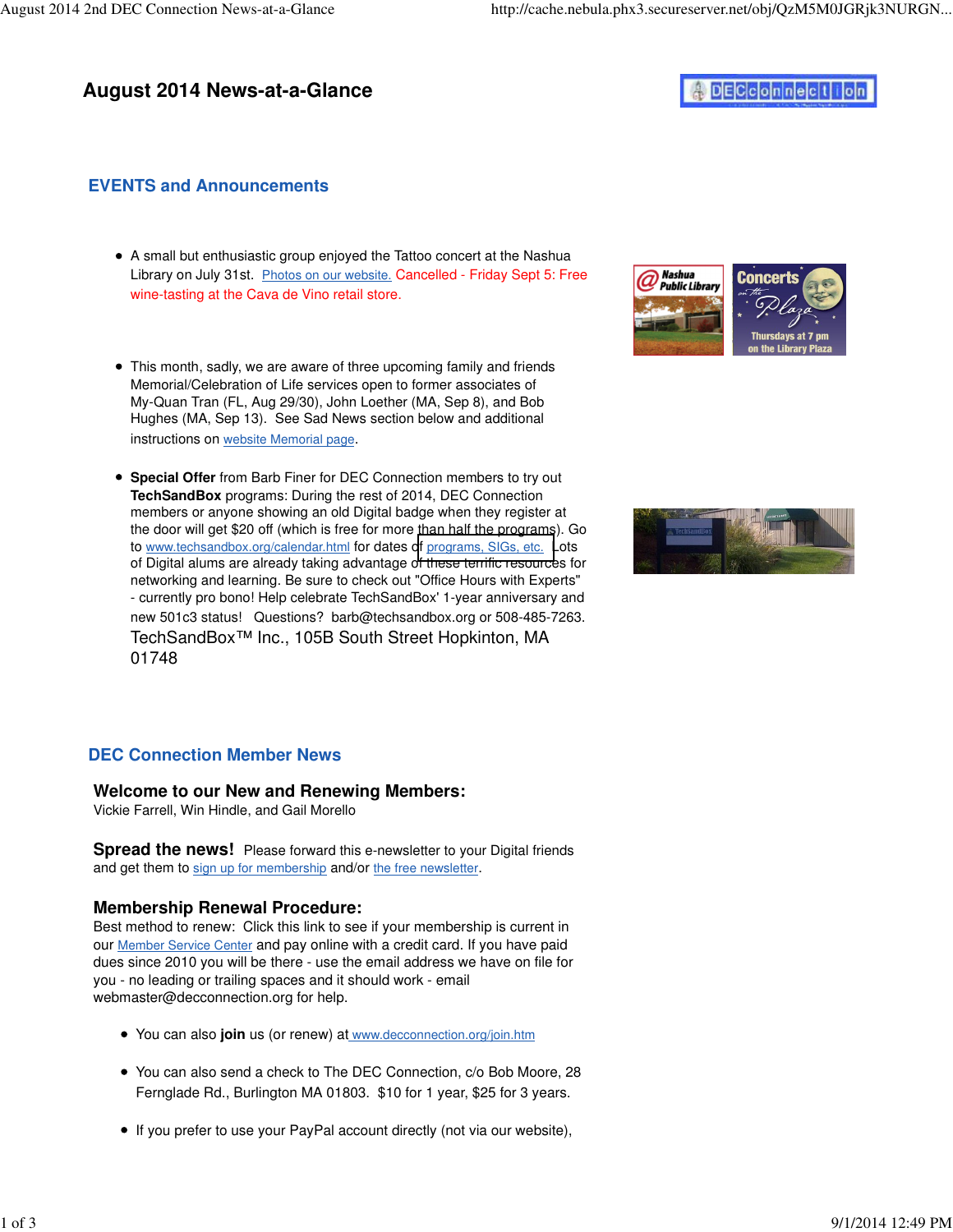# August 2014 News-at-a-Glance

## EVENTS and Announcements

- A small but enthusiastic group enjoyed the Tattoo concert at the Nashua Library on July 31st. Photos on our website. Cancelled - Friday Sept 5: Free wine-tasting at the Cava de Vino retail store.

- This month, sadly, we are aware of three upcoming family and friends Memorial/Celebration of Life services open to former associates of My-Quan Tran (FL, Aug 29/30), John Loether (MA, Sep 8), and Bob Hughes (MA, Sep 13). See Sad News section below and additional instructions on website Memorial page.

- **Special Offer** from Barb Finer for DEC Connection members to try out **TechSandBox** programs: During the rest of 2014, DEC Connection members or anyone showing an old Digital badge when they register at the door will get $20 off (which is free for more than half the programs). Go to www.techsandbox.org/calendar.html for dates of programs, SIGs, etc. Lots of Digital alums are already taking advantage of these terrific resources for networking and learning. Be sure to check out "Office Hours with Experts" - currently pro bono! Help celebrate TechSandBox' 1-year anniversary and new 501c3 status! Questions? barb@techsandbox.org or 508-485-7263. TechSandBox™ Inc., 105B South Street Hopkinton, MA 01748

## DEC Connection Member News

### Welcome to our New and Renewing Members:

Vickie Farrell, Win Hindle, and Gail Morello

**Spread the news!** Please forward this e-newsletter to your Digital friends and get them to sign up for membership and/or the free newsletter.

### Membership Renewal Procedure:

Best method to renew: Click this link to see if your membership is current in our Member Service Center and pay online with a credit card. If you have paid dues since 2010 you will be there - use the email address we have on file for you - no leading or trailing spaces and it should work - email webmaster@decconnection.org for help.

- You can also **join** us (or renew) at www.decconnection.org/join.htm

- You can also send a check to The DEC Connection, c/o Bob Moore, 28 Fernglade Rd., Burlington MA 01803. $10 for 1 year, $25 for 3 years.

- If you prefer to use your PayPal account directly (not via our website),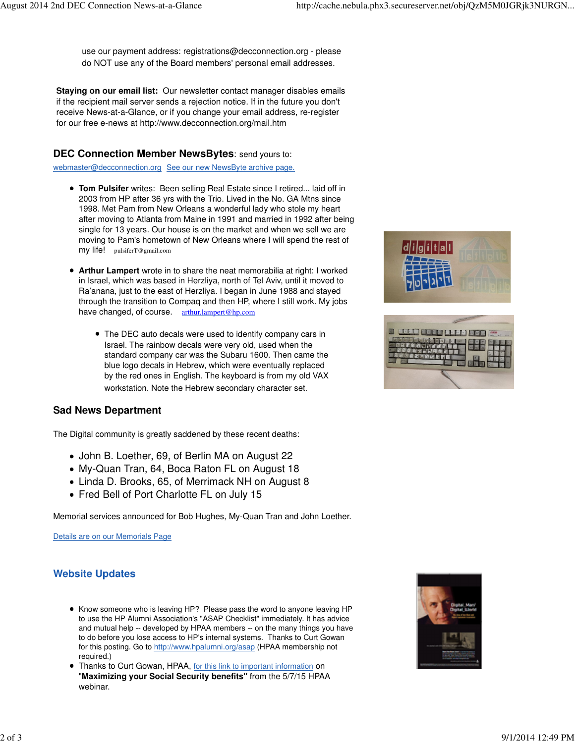use our payment address: registrations@decconnection.org - please do NOT use any of the Board members' personal email addresses.

**Staying on our email list:** Our newsletter contact manager disables emails if the recipient mail server sends a rejection notice. If in the future you don't receive News-at-a-Glance, or if you change your email address, re-register for our free e-news at http://www.decconnection.org/mail.htm

## DEC Connection Member NewsBytes: send yours to:

webmaster@decconnection.org See our new NewsByte archive page.

- **Tom Pulsifer** writes: Been selling Real Estate since I retired... laid off in 2003 from HP after 36 yrs with the Trio. Lived in the No. GA Mtns since 1998. Met Pam from New Orleans a wonderful lady who stole my heart after moving to Atlanta from Maine in 1991 and married in 1992 after being single for 13 years. Our house is on the market and when we sell we are moving to Pam's hometown of New Orleans where I will spend the rest of my life! pulsiferT@gmail.com

- **Arthur Lampert** wrote in to share the neat memorabilia at right: I worked in Israel, which was based in Herzliya, north of Tel Aviv, until it moved to Ra'anana, just to the east of Herzliya. I began in June 1988 and stayed through the transition to Compaq and then HP, where I still work. My jobs have changed, of course. arthur.lampert@hp.com

  - The DEC auto decals were used to identify company cars in Israel. The rainbow decals were very old, used when the standard company car was the Subaru 1600. Then came the blue logo decals in Hebrew, which were eventually replaced by the red ones in English. The keyboard is from my old VAX workstation. Note the Hebrew secondary character set.

## Sad News Department

The Digital community is greatly saddened by these recent deaths:

- John B. Loether, 69, of Berlin MA on August 22
- My-Quan Tran, 64, Boca Raton FL on August 18
- Linda D. Brooks, 65, of Merrimack NH on August 8
- Fred Bell of Port Charlotte FL on July 15

Memorial services announced for Bob Hughes, My-Quan Tran and John Loether.

Details are on our Memorials Page

## Website Updates

- Know someone who is leaving HP? Please pass the word to anyone leaving HP to use the HP Alumni Association's "ASAP Checklist" immediately. It has advice and mutual help -- developed by HPAA members -- on the many things you have to do before you lose access to HP's internal systems. Thanks to Curt Gowan for this posting. Go to http://www.hpalumni.org/asap (HPAA membership not required.)
- Thanks to Curt Gowan, HPAA, for this link to important information on "**Maximizing your Social Security benefits"** from the 5/7/15 HPAA webinar.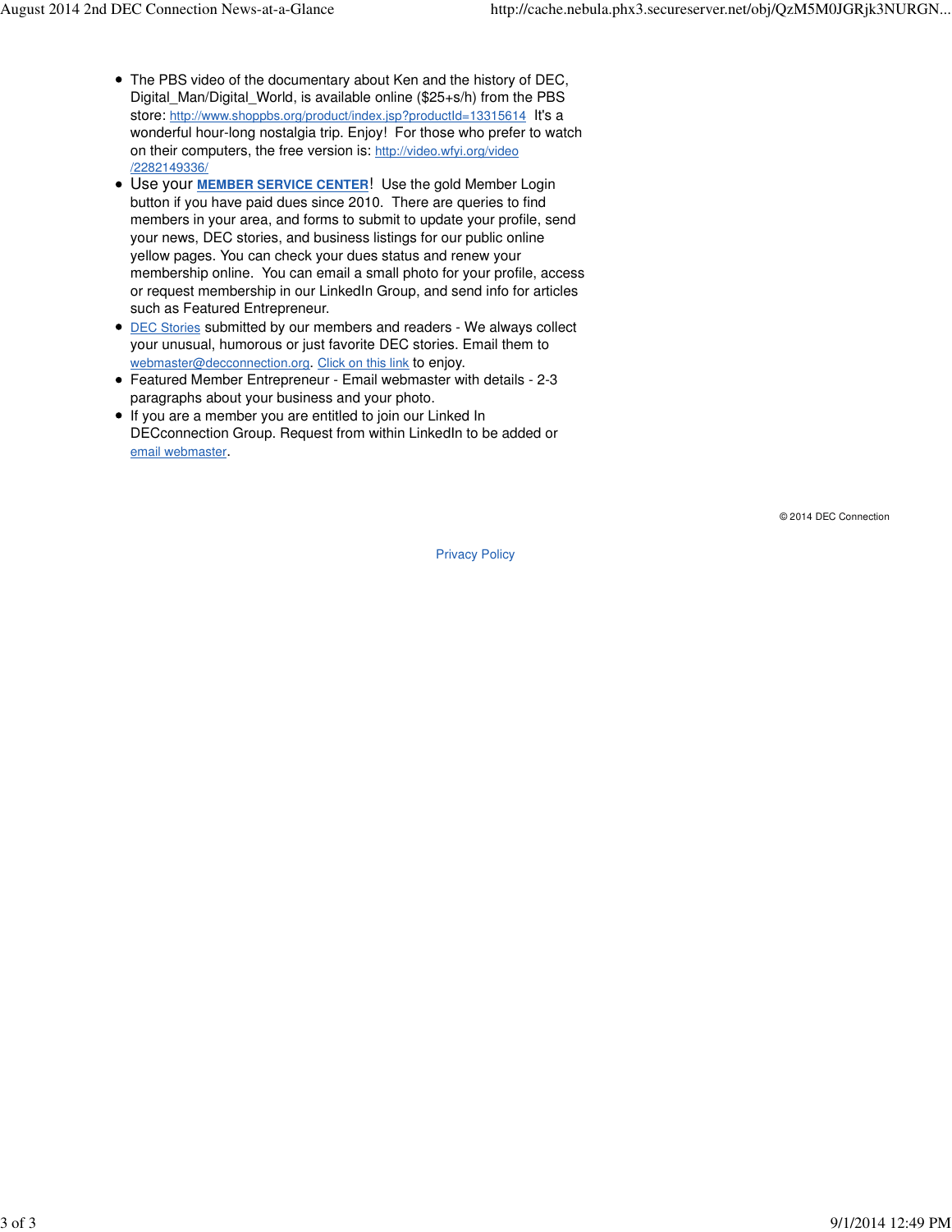- The PBS video of the documentary about Ken and the history of DEC, Digital_Man/Digital_World, is available online ($25+s/h) from the PBS store: http://www.shoppbs.org/product/index.jsp?productId=13315614 It's a wonderful hour-long nostalgia trip. Enjoy! For those who prefer to watch on their computers, the free version is: http://video.wfyi.org/video/2282149336/
- Use your **MEMBER SERVICE CENTER**! Use the gold Member Login button if you have paid dues since 2010. There are queries to find members in your area, and forms to submit to update your profile, send your news, DEC stories, and business listings for our public online yellow pages. You can check your dues status and renew your membership online. You can email a small photo for your profile, access or request membership in our LinkedIn Group, and send info for articles such as Featured Entrepreneur.
- DEC Stories submitted by our members and readers - We always collect your unusual, humorous or just favorite DEC stories. Email them to webmaster@decconnection.org. Click on this link to enjoy.
- Featured Member Entrepreneur - Email webmaster with details - 2-3 paragraphs about your business and your photo.
- If you are a member you are entitled to join our Linked In DECconnection Group. Request from within LinkedIn to be added or email webmaster.

© 2014 DEC Connection

Privacy Policy